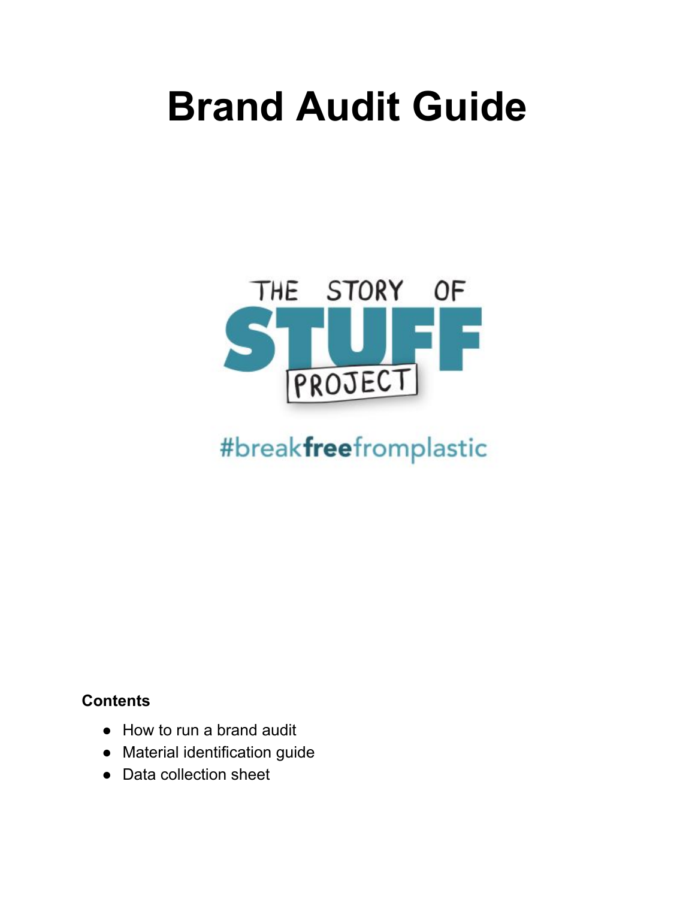# Brand Audit Guide

THE STORY OF STUFF PROJECT

#breakfreefromplastic

**Contents**

- How to run a brand audit
- Material identification guide
- Data collection sheet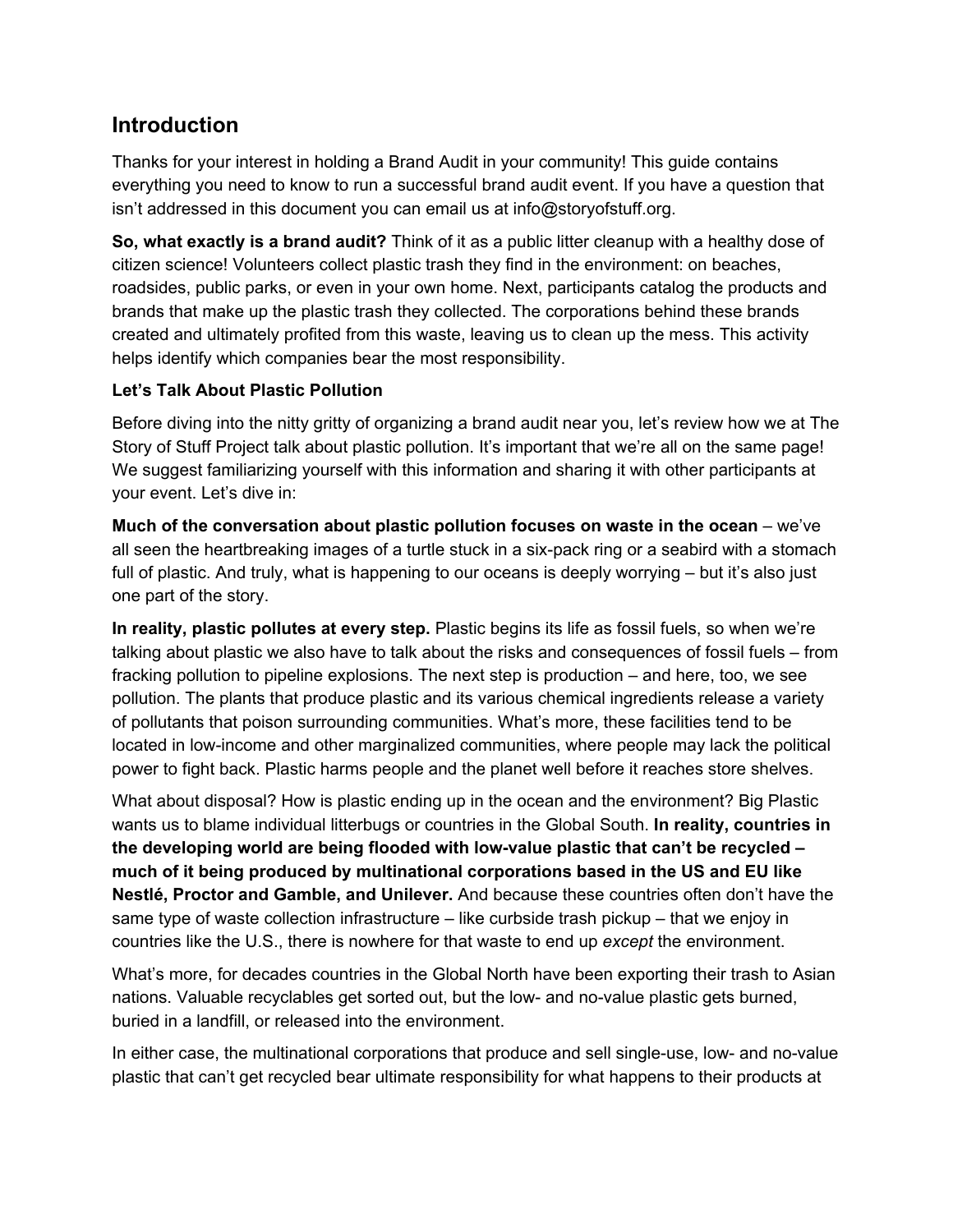## Introduction

Thanks for your interest in holding a Brand Audit in your community! This guide contains everything you need to know to run a successful brand audit event. If you have a question that isn't addressed in this document you can email us at info@storyofstuff.org.

**So, what exactly is a brand audit?** Think of it as a public litter cleanup with a healthy dose of citizen science! Volunteers collect plastic trash they find in the environment: on beaches, roadsides, public parks, or even in your own home. Next, participants catalog the products and brands that make up the plastic trash they collected. The corporations behind these brands created and ultimately profited from this waste, leaving us to clean up the mess. This activity helps identify which companies bear the most responsibility.

**Let's Talk About Plastic Pollution**

Before diving into the nitty gritty of organizing a brand audit near you, let's review how we at The Story of Stuff Project talk about plastic pollution. It's important that we're all on the same page! We suggest familiarizing yourself with this information and sharing it with other participants at your event. Let's dive in:

**Much of the conversation about plastic pollution focuses on waste in the ocean** – we've all seen the heartbreaking images of a turtle stuck in a six-pack ring or a seabird with a stomach full of plastic. And truly, what is happening to our oceans is deeply worrying – but it's also just one part of the story.

**In reality, plastic pollutes at every step.** Plastic begins its life as fossil fuels, so when we're talking about plastic we also have to talk about the risks and consequences of fossil fuels – from fracking pollution to pipeline explosions. The next step is production – and here, too, we see pollution. The plants that produce plastic and its various chemical ingredients release a variety of pollutants that poison surrounding communities. What's more, these facilities tend to be located in low-income and other marginalized communities, where people may lack the political power to fight back. Plastic harms people and the planet well before it reaches store shelves.

What about disposal? How is plastic ending up in the ocean and the environment? Big Plastic wants us to blame individual litterbugs or countries in the Global South. **In reality, countries in the developing world are being flooded with low-value plastic that can't be recycled – much of it being produced by multinational corporations based in the US and EU like Nestlé, Proctor and Gamble, and Unilever.** And because these countries often don't have the same type of waste collection infrastructure – like curbside trash pickup – that we enjoy in countries like the U.S., there is nowhere for that waste to end up *except* the environment.

What's more, for decades countries in the Global North have been exporting their trash to Asian nations. Valuable recyclables get sorted out, but the low- and no-value plastic gets burned, buried in a landfill, or released into the environment.

In either case, the multinational corporations that produce and sell single-use, low- and no-value plastic that can't get recycled bear ultimate responsibility for what happens to their products at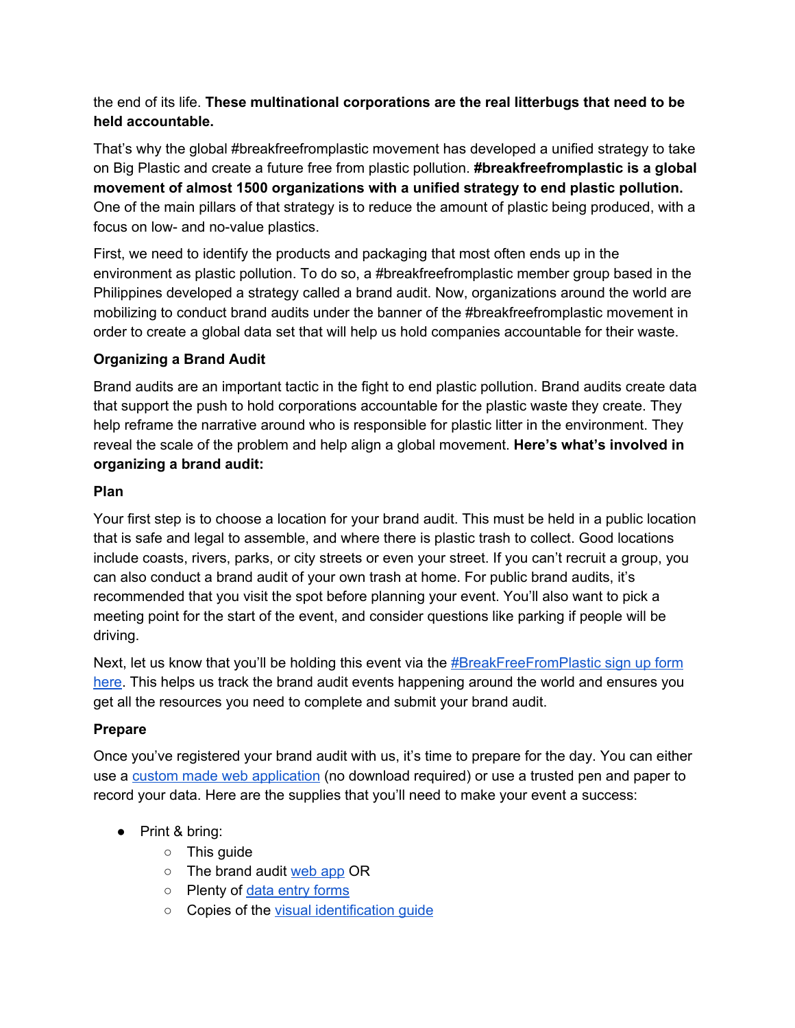the end of its life. **These multinational corporations are the real litterbugs that need to be held accountable.**

That's why the global #breakfreefromplastic movement has developed a unified strategy to take on Big Plastic and create a future free from plastic pollution. **#breakfreefromplastic is a global movement of almost 1500 organizations with a unified strategy to end plastic pollution.** One of the main pillars of that strategy is to reduce the amount of plastic being produced, with a focus on low- and no-value plastics.

First, we need to identify the products and packaging that most often ends up in the environment as plastic pollution. To do so, a #breakfreefromplastic member group based in the Philippines developed a strategy called a brand audit. Now, organizations around the world are mobilizing to conduct brand audits under the banner of the #breakfreefromplastic movement in order to create a global data set that will help us hold companies accountable for their waste.

### Organizing a Brand Audit

Brand audits are an important tactic in the fight to end plastic pollution. Brand audits create data that support the push to hold corporations accountable for the plastic waste they create. They help reframe the narrative around who is responsible for plastic litter in the environment. They reveal the scale of the problem and help align a global movement. **Here's what's involved in organizing a brand audit:**

### Plan

Your first step is to choose a location for your brand audit. This must be held in a public location that is safe and legal to assemble, and where there is plastic trash to collect. Good locations include coasts, rivers, parks, or city streets or even your street. If you can't recruit a group, you can also conduct a brand audit of your own trash at home. For public brand audits, it's recommended that you visit the spot before planning your event. You'll also want to pick a meeting point for the start of the event, and consider questions like parking if people will be driving.

Next, let us know that you'll be holding this event via the #BreakFreeFromPlastic sign up form here. This helps us track the brand audit events happening around the world and ensures you get all the resources you need to complete and submit your brand audit.

### Prepare

Once you've registered your brand audit with us, it's time to prepare for the day. You can either use a custom made web application (no download required) or use a trusted pen and paper to record your data. Here are the supplies that you'll need to make your event a success:

- Print & bring:
  - This guide
  - The brand audit web app OR
  - Plenty of data entry forms
  - Copies of the visual identification guide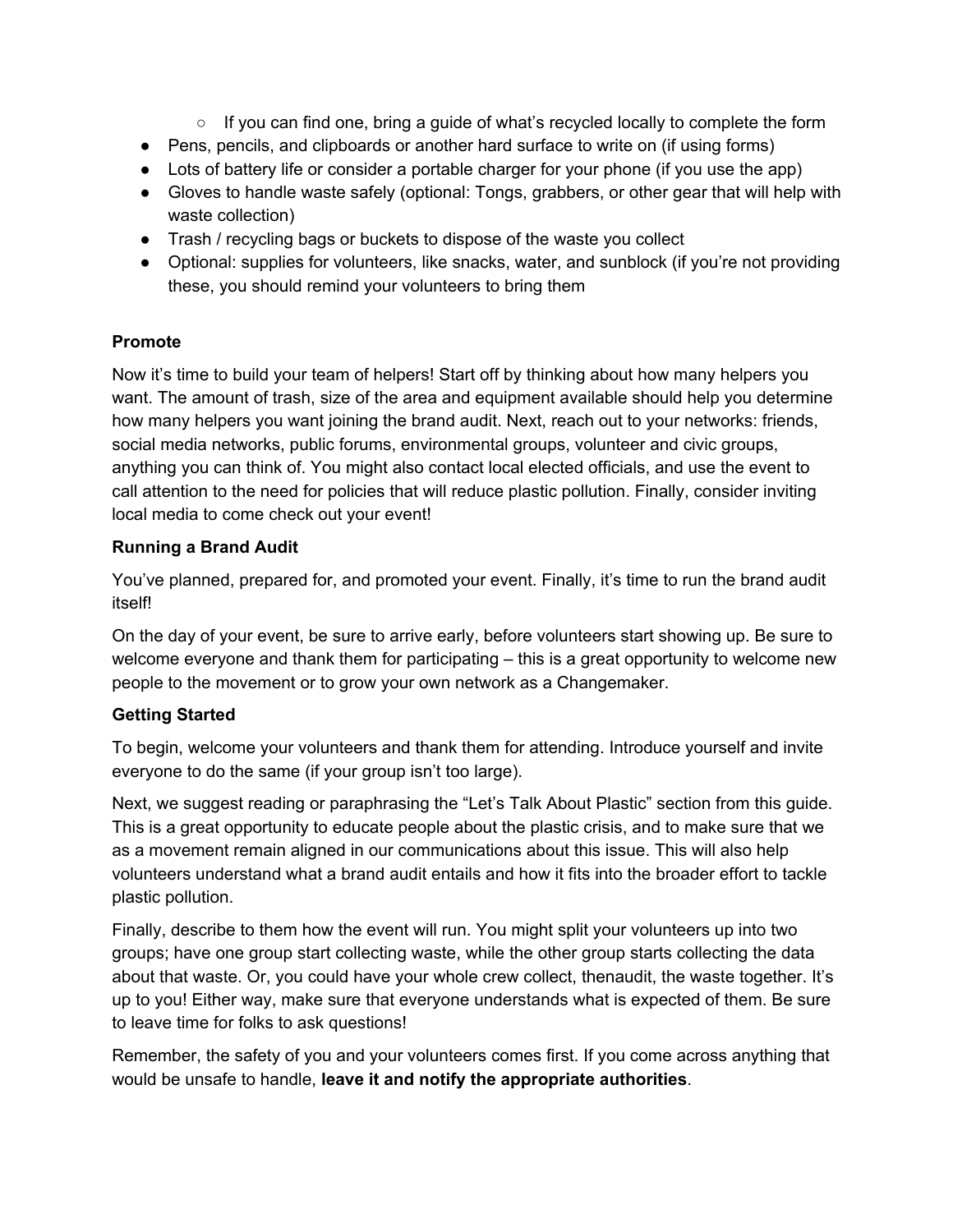- If you can find one, bring a guide of what's recycled locally to complete the form
- Pens, pencils, and clipboards or another hard surface to write on (if using forms)
- Lots of battery life or consider a portable charger for your phone (if you use the app)
- Gloves to handle waste safely (optional: Tongs, grabbers, or other gear that will help with waste collection)
- Trash / recycling bags or buckets to dispose of the waste you collect
- Optional: supplies for volunteers, like snacks, water, and sunblock (if you're not providing these, you should remind your volunteers to bring them

**Promote**

Now it's time to build your team of helpers! Start off by thinking about how many helpers you want. The amount of trash, size of the area and equipment available should help you determine how many helpers you want joining the brand audit. Next, reach out to your networks: friends, social media networks, public forums, environmental groups, volunteer and civic groups, anything you can think of. You might also contact local elected officials, and use the event to call attention to the need for policies that will reduce plastic pollution. Finally, consider inviting local media to come check out your event!

**Running a Brand Audit**

You've planned, prepared for, and promoted your event. Finally, it's time to run the brand audit itself!

On the day of your event, be sure to arrive early, before volunteers start showing up. Be sure to welcome everyone and thank them for participating – this is a great opportunity to welcome new people to the movement or to grow your own network as a Changemaker.

**Getting Started**

To begin, welcome your volunteers and thank them for attending. Introduce yourself and invite everyone to do the same (if your group isn't too large).

Next, we suggest reading or paraphrasing the "Let's Talk About Plastic" section from this guide. This is a great opportunity to educate people about the plastic crisis, and to make sure that we as a movement remain aligned in our communications about this issue. This will also help volunteers understand what a brand audit entails and how it fits into the broader effort to tackle plastic pollution.

Finally, describe to them how the event will run. You might split your volunteers up into two groups; have one group start collecting waste, while the other group starts collecting the data about that waste. Or, you could have your whole crew collect, thenaudit, the waste together. It's up to you! Either way, make sure that everyone understands what is expected of them. Be sure to leave time for folks to ask questions!

Remember, the safety of you and your volunteers comes first. If you come across anything that would be unsafe to handle, **leave it and notify the appropriate authorities**.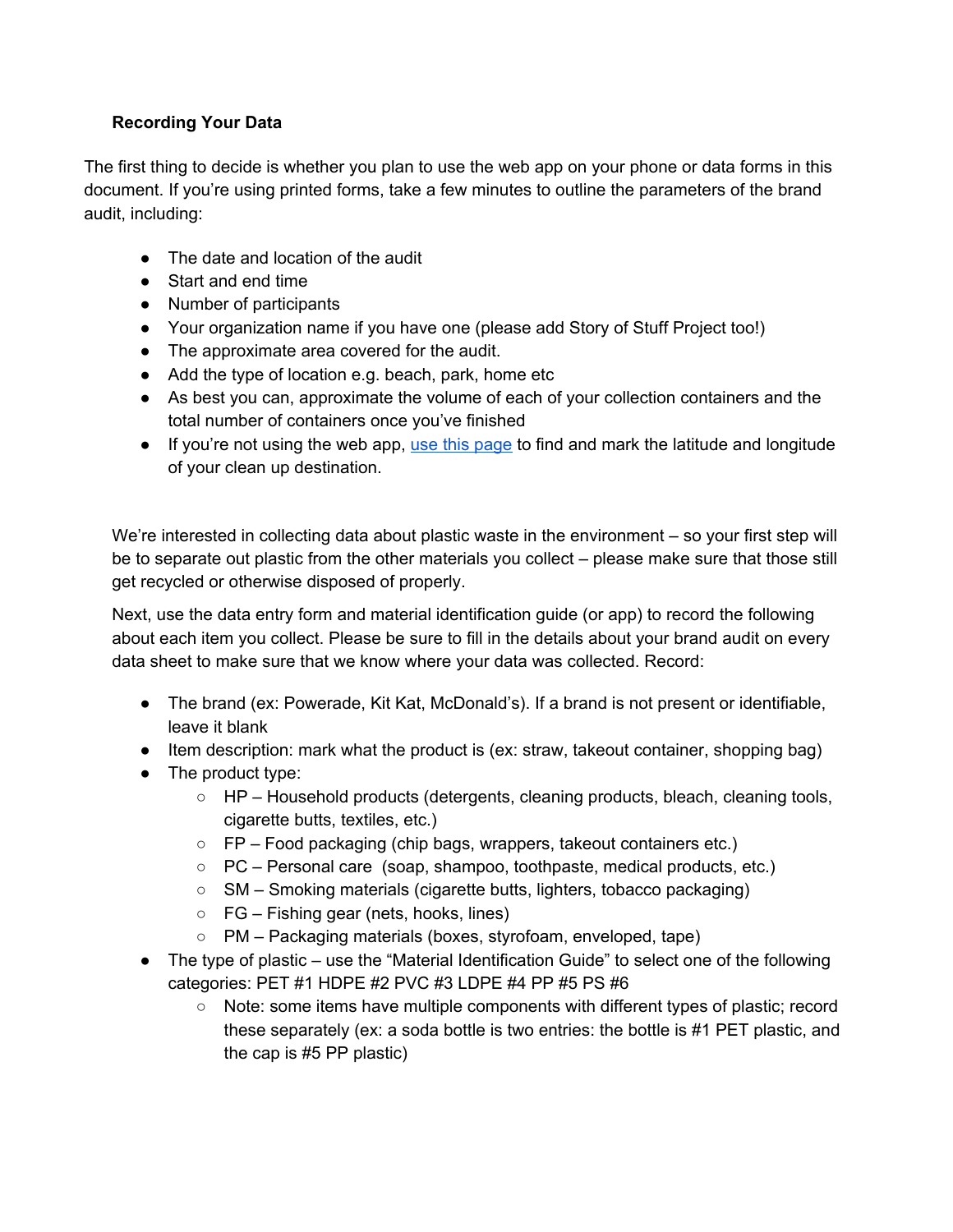**Recording Your Data**

The first thing to decide is whether you plan to use the web app on your phone or data forms in this document. If you're using printed forms, take a few minutes to outline the parameters of the brand audit, including:

- The date and location of the audit
- Start and end time
- Number of participants
- Your organization name if you have one (please add Story of Stuff Project too!)
- The approximate area covered for the audit.
- Add the type of location e.g. beach, park, home etc
- As best you can, approximate the volume of each of your collection containers and the total number of containers once you've finished
- If you're not using the web app, use this page to find and mark the latitude and longitude of your clean up destination.

We're interested in collecting data about plastic waste in the environment – so your first step will be to separate out plastic from the other materials you collect – please make sure that those still get recycled or otherwise disposed of properly.

Next, use the data entry form and material identification guide (or app) to record the following about each item you collect. Please be sure to fill in the details about your brand audit on every data sheet to make sure that we know where your data was collected. Record:

- The brand (ex: Powerade, Kit Kat, McDonald's). If a brand is not present or identifiable, leave it blank
- Item description: mark what the product is (ex: straw, takeout container, shopping bag)
- The product type:
  - HP – Household products (detergents, cleaning products, bleach, cleaning tools, cigarette butts, textiles, etc.)
  - FP – Food packaging (chip bags, wrappers, takeout containers etc.)
  - PC – Personal care (soap, shampoo, toothpaste, medical products, etc.)
  - SM – Smoking materials (cigarette butts, lighters, tobacco packaging)
  - FG – Fishing gear (nets, hooks, lines)
  - PM – Packaging materials (boxes, styrofoam, enveloped, tape)
- The type of plastic – use the "Material Identification Guide" to select one of the following categories: PET #1 HDPE #2 PVC #3 LDPE #4 PP #5 PS #6
  - Note: some items have multiple components with different types of plastic; record these separately (ex: a soda bottle is two entries: the bottle is #1 PET plastic, and the cap is #5 PP plastic)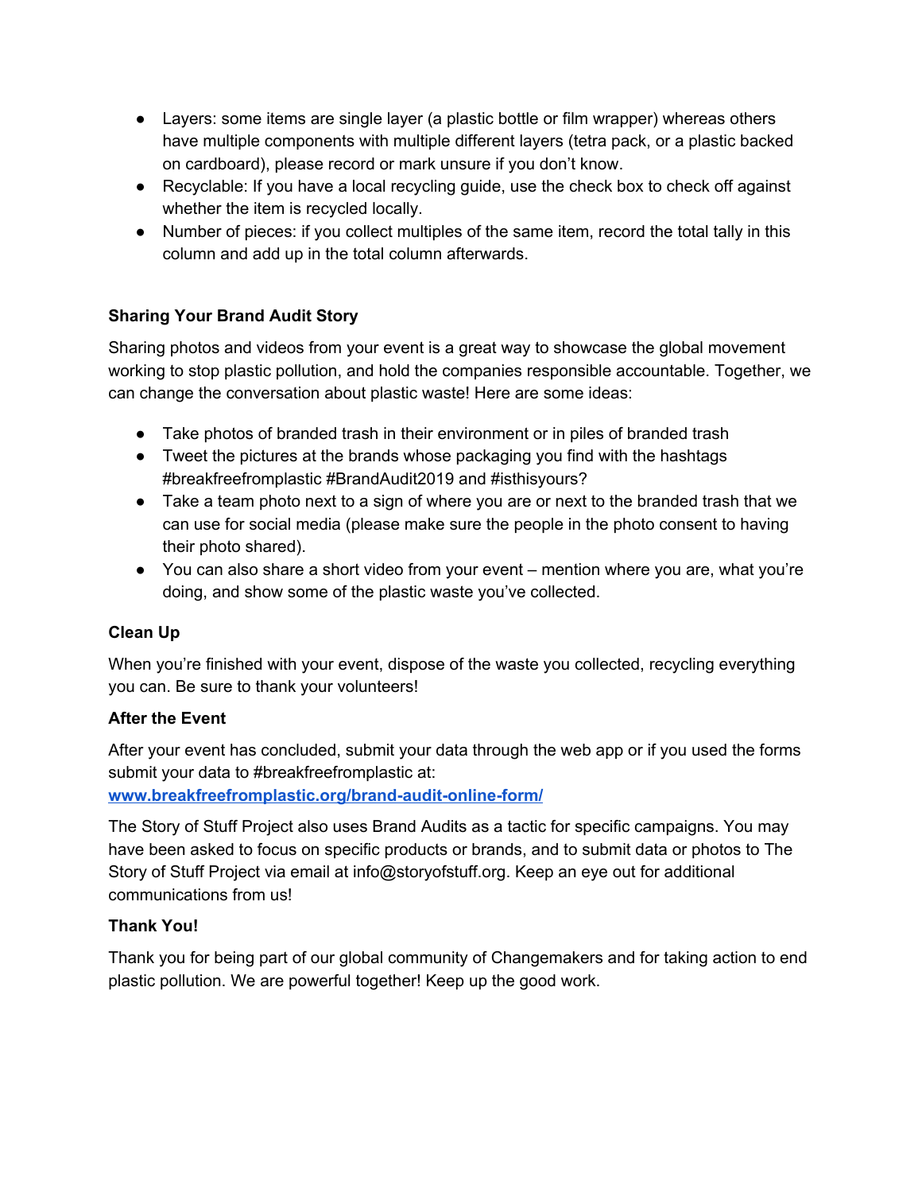- Layers: some items are single layer (a plastic bottle or film wrapper) whereas others have multiple components with multiple different layers (tetra pack, or a plastic backed on cardboard), please record or mark unsure if you don't know.
- Recyclable: If you have a local recycling guide, use the check box to check off against whether the item is recycled locally.
- Number of pieces: if you collect multiples of the same item, record the total tally in this column and add up in the total column afterwards.

**Sharing Your Brand Audit Story**

Sharing photos and videos from your event is a great way to showcase the global movement working to stop plastic pollution, and hold the companies responsible accountable. Together, we can change the conversation about plastic waste! Here are some ideas:

- Take photos of branded trash in their environment or in piles of branded trash
- Tweet the pictures at the brands whose packaging you find with the hashtags #breakfreefromplastic #BrandAudit2019 and #isthisyours?
- Take a team photo next to a sign of where you are or next to the branded trash that we can use for social media (please make sure the people in the photo consent to having their photo shared).
- You can also share a short video from your event – mention where you are, what you're doing, and show some of the plastic waste you've collected.

**Clean Up**

When you're finished with your event, dispose of the waste you collected, recycling everything you can. Be sure to thank your volunteers!

**After the Event**

After your event has concluded, submit your data through the web app or if you used the forms submit your data to #breakfreefromplastic at:
[www.breakfreefromplastic.org/brand-audit-online-form/](http://www.breakfreefromplastic.org/brand-audit-online-form/)

The Story of Stuff Project also uses Brand Audits as a tactic for specific campaigns. You may have been asked to focus on specific products or brands, and to submit data or photos to The Story of Stuff Project via email at info@storyofstuff.org. Keep an eye out for additional communications from us!

**Thank You!**

Thank you for being part of our global community of Changemakers and for taking action to end plastic pollution. We are powerful together! Keep up the good work.